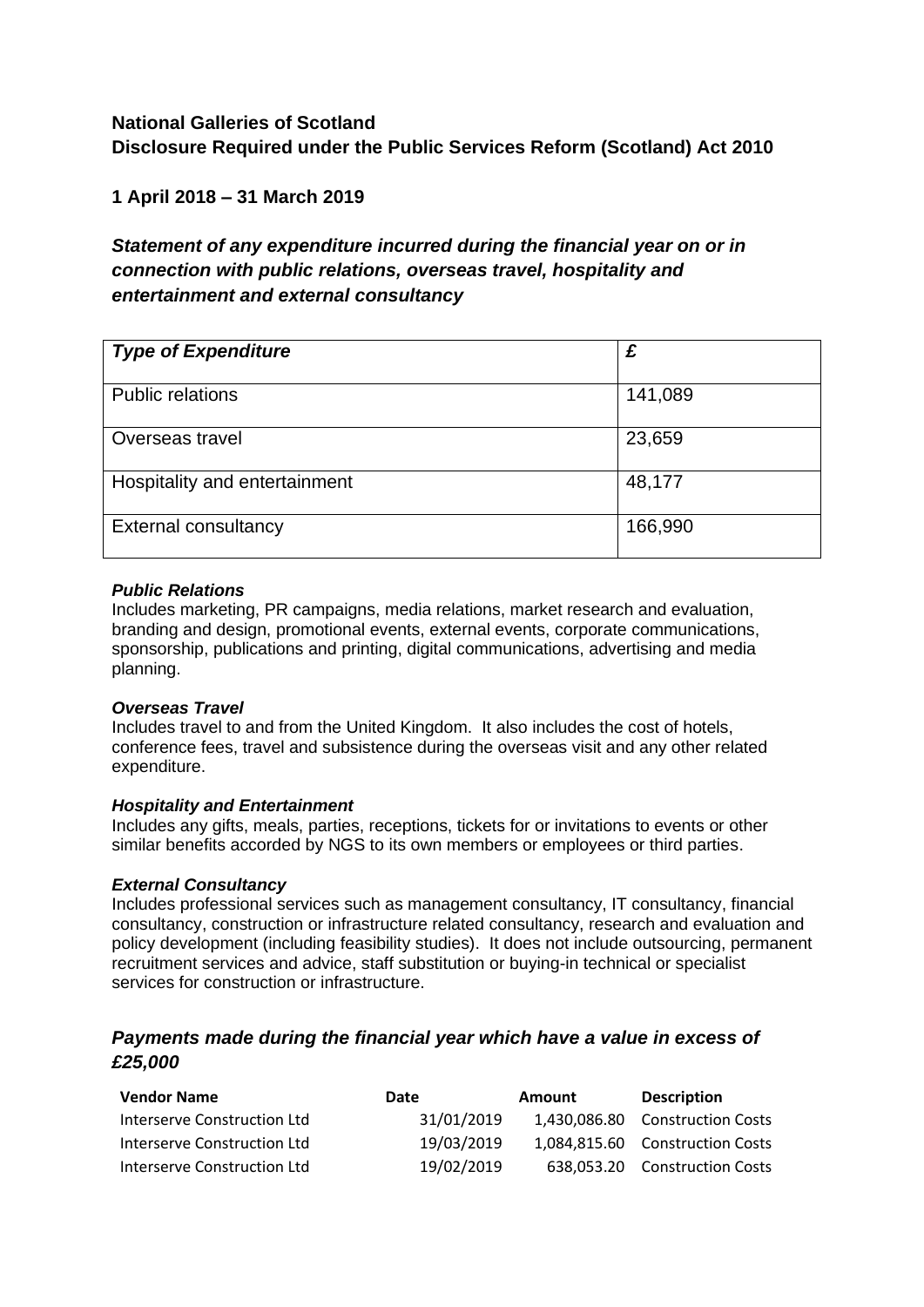**National Galleries of Scotland**
**Disclosure Required under the Public Services Reform (Scotland) Act 2010**

**1 April 2018 – 31 March 2019**

## *Statement of any expenditure incurred during the financial year on or in connection with public relations, overseas travel, hospitality and entertainment and external consultancy*

| *Type of Expenditure* | *£* |
|---|---|
| Public relations | 141,089 |
| Overseas travel | 23,659 |
| Hospitality and entertainment | 48,177 |
| External consultancy | 166,990 |

***Public Relations***
Includes marketing, PR campaigns, media relations, market research and evaluation, branding and design, promotional events, external events, corporate communications, sponsorship, publications and printing, digital communications, advertising and media planning.

***Overseas Travel***
Includes travel to and from the United Kingdom. It also includes the cost of hotels, conference fees, travel and subsistence during the overseas visit and any other related expenditure.

***Hospitality and Entertainment***
Includes any gifts, meals, parties, receptions, tickets for or invitations to events or other similar benefits accorded by NGS to its own members or employees or third parties.

***External Consultancy***
Includes professional services such as management consultancy, IT consultancy, financial consultancy, construction or infrastructure related consultancy, research and evaluation and policy development (including feasibility studies). It does not include outsourcing, permanent recruitment services and advice, staff substitution or buying-in technical or specialist services for construction or infrastructure.

## *Payments made during the financial year which have a value in excess of £25,000*

| Vendor Name | Date | Amount | Description |
|---|---|---|---|
| Interserve Construction Ltd | 31/01/2019 | 1,430,086.80 | Construction Costs |
| Interserve Construction Ltd | 19/03/2019 | 1,084,815.60 | Construction Costs |
| Interserve Construction Ltd | 19/02/2019 | 638,053.20 | Construction Costs |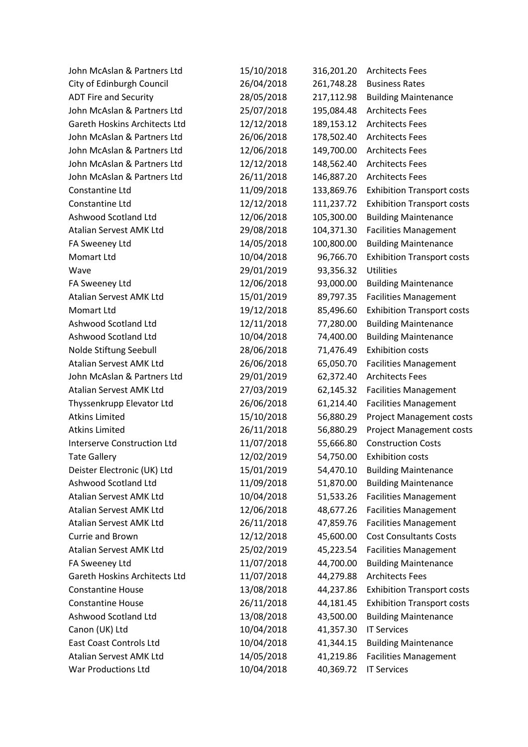| | | | |
|---|---|---|---|
| John McAslan & Partners Ltd | 15/10/2018 | 316,201.20 | Architects Fees |
| City of Edinburgh Council | 26/04/2018 | 261,748.28 | Business Rates |
| ADT Fire and Security | 28/05/2018 | 217,112.98 | Building Maintenance |
| John McAslan & Partners Ltd | 25/07/2018 | 195,084.48 | Architects Fees |
| Gareth Hoskins Architects Ltd | 12/12/2018 | 189,153.12 | Architects Fees |
| John McAslan & Partners Ltd | 26/06/2018 | 178,502.40 | Architects Fees |
| John McAslan & Partners Ltd | 12/06/2018 | 149,700.00 | Architects Fees |
| John McAslan & Partners Ltd | 12/12/2018 | 148,562.40 | Architects Fees |
| John McAslan & Partners Ltd | 26/11/2018 | 146,887.20 | Architects Fees |
| Constantine Ltd | 11/09/2018 | 133,869.76 | Exhibition Transport costs |
| Constantine Ltd | 12/12/2018 | 111,237.72 | Exhibition Transport costs |
| Ashwood Scotland Ltd | 12/06/2018 | 105,300.00 | Building Maintenance |
| Atalian Servest AMK Ltd | 29/08/2018 | 104,371.30 | Facilities Management |
| FA Sweeney Ltd | 14/05/2018 | 100,800.00 | Building Maintenance |
| Momart Ltd | 10/04/2018 | 96,766.70 | Exhibition Transport costs |
| Wave | 29/01/2019 | 93,356.32 | Utilities |
| FA Sweeney Ltd | 12/06/2018 | 93,000.00 | Building Maintenance |
| Atalian Servest AMK Ltd | 15/01/2019 | 89,797.35 | Facilities Management |
| Momart Ltd | 19/12/2018 | 85,496.60 | Exhibition Transport costs |
| Ashwood Scotland Ltd | 12/11/2018 | 77,280.00 | Building Maintenance |
| Ashwood Scotland Ltd | 10/04/2018 | 74,400.00 | Building Maintenance |
| Nolde Stiftung Seebull | 28/06/2018 | 71,476.49 | Exhibition costs |
| Atalian Servest AMK Ltd | 26/06/2018 | 65,050.70 | Facilities Management |
| John McAslan & Partners Ltd | 29/01/2019 | 62,372.40 | Architects Fees |
| Atalian Servest AMK Ltd | 27/03/2019 | 62,145.32 | Facilities Management |
| Thyssenkrupp Elevator Ltd | 26/06/2018 | 61,214.40 | Facilities Management |
| Atkins Limited | 15/10/2018 | 56,880.29 | Project Management costs |
| Atkins Limited | 26/11/2018 | 56,880.29 | Project Management costs |
| Interserve Construction Ltd | 11/07/2018 | 55,666.80 | Construction Costs |
| Tate Gallery | 12/02/2019 | 54,750.00 | Exhibition costs |
| Deister Electronic (UK) Ltd | 15/01/2019 | 54,470.10 | Building Maintenance |
| Ashwood Scotland Ltd | 11/09/2018 | 51,870.00 | Building Maintenance |
| Atalian Servest AMK Ltd | 10/04/2018 | 51,533.26 | Facilities Management |
| Atalian Servest AMK Ltd | 12/06/2018 | 48,677.26 | Facilities Management |
| Atalian Servest AMK Ltd | 26/11/2018 | 47,859.76 | Facilities Management |
| Currie and Brown | 12/12/2018 | 45,600.00 | Cost Consultants Costs |
| Atalian Servest AMK Ltd | 25/02/2019 | 45,223.54 | Facilities Management |
| FA Sweeney Ltd | 11/07/2018 | 44,700.00 | Building Maintenance |
| Gareth Hoskins Architects Ltd | 11/07/2018 | 44,279.88 | Architects Fees |
| Constantine House | 13/08/2018 | 44,237.86 | Exhibition Transport costs |
| Constantine House | 26/11/2018 | 44,181.45 | Exhibition Transport costs |
| Ashwood Scotland Ltd | 13/08/2018 | 43,500.00 | Building Maintenance |
| Canon (UK) Ltd | 10/04/2018 | 41,357.30 | IT Services |
| East Coast Controls Ltd | 10/04/2018 | 41,344.15 | Building Maintenance |
| Atalian Servest AMK Ltd | 14/05/2018 | 41,219.86 | Facilities Management |
| War Productions Ltd | 10/04/2018 | 40,369.72 | IT Services |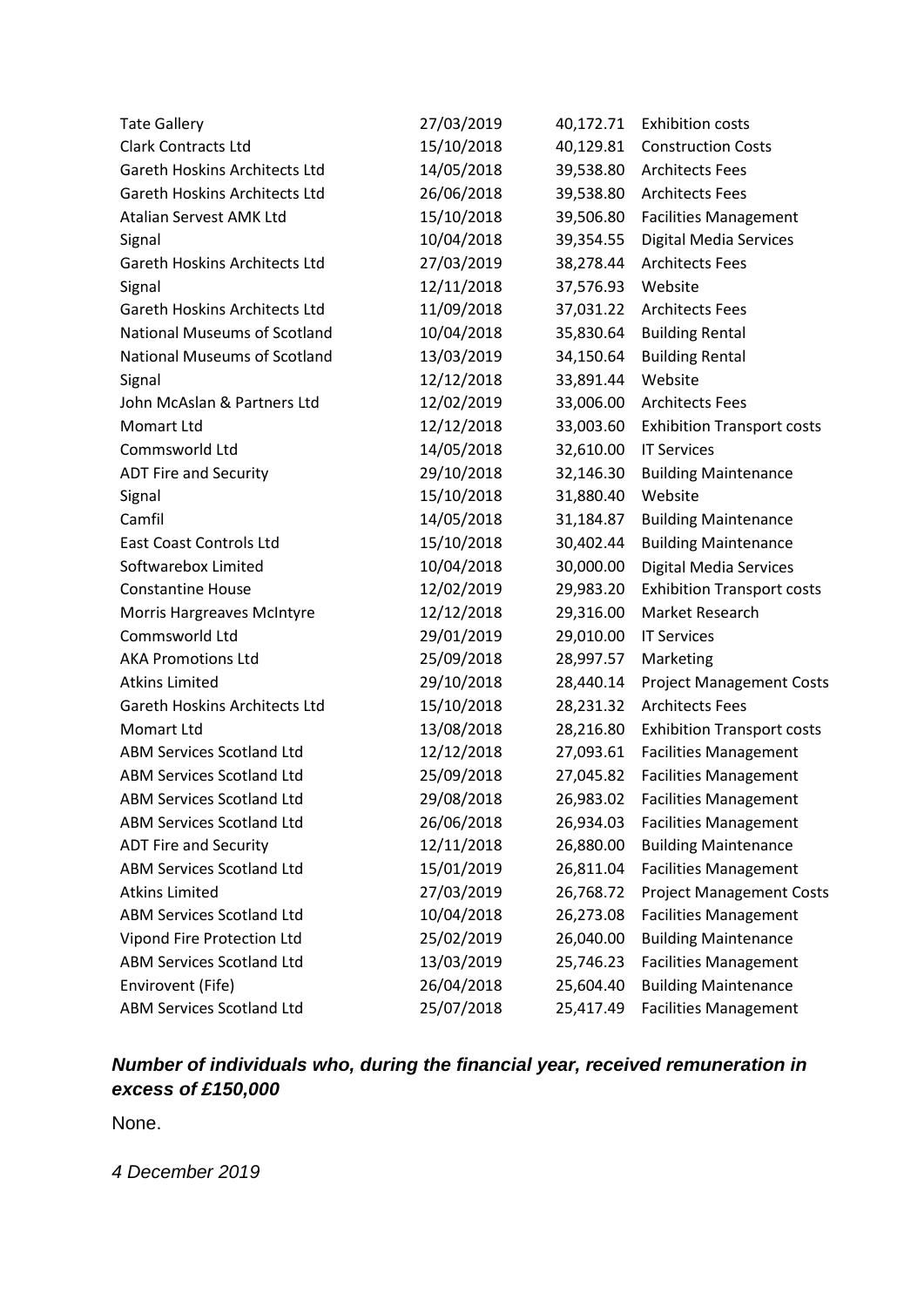| | | | |
|---|---|---|---|
| Tate Gallery | 27/03/2019 | 40,172.71 | Exhibition costs |
| Clark Contracts Ltd | 15/10/2018 | 40,129.81 | Construction Costs |
| Gareth Hoskins Architects Ltd | 14/05/2018 | 39,538.80 | Architects Fees |
| Gareth Hoskins Architects Ltd | 26/06/2018 | 39,538.80 | Architects Fees |
| Atalian Servest AMK Ltd | 15/10/2018 | 39,506.80 | Facilities Management |
| Signal | 10/04/2018 | 39,354.55 | Digital Media Services |
| Gareth Hoskins Architects Ltd | 27/03/2019 | 38,278.44 | Architects Fees |
| Signal | 12/11/2018 | 37,576.93 | Website |
| Gareth Hoskins Architects Ltd | 11/09/2018 | 37,031.22 | Architects Fees |
| National Museums of Scotland | 10/04/2018 | 35,830.64 | Building Rental |
| National Museums of Scotland | 13/03/2019 | 34,150.64 | Building Rental |
| Signal | 12/12/2018 | 33,891.44 | Website |
| John McAslan & Partners Ltd | 12/02/2019 | 33,006.00 | Architects Fees |
| Momart Ltd | 12/12/2018 | 33,003.60 | Exhibition Transport costs |
| Commsworld Ltd | 14/05/2018 | 32,610.00 | IT Services |
| ADT Fire and Security | 29/10/2018 | 32,146.30 | Building Maintenance |
| Signal | 15/10/2018 | 31,880.40 | Website |
| Camfil | 14/05/2018 | 31,184.87 | Building Maintenance |
| East Coast Controls Ltd | 15/10/2018 | 30,402.44 | Building Maintenance |
| Softwarebox Limited | 10/04/2018 | 30,000.00 | Digital Media Services |
| Constantine House | 12/02/2019 | 29,983.20 | Exhibition Transport costs |
| Morris Hargreaves McIntyre | 12/12/2018 | 29,316.00 | Market Research |
| Commsworld Ltd | 29/01/2019 | 29,010.00 | IT Services |
| AKA Promotions Ltd | 25/09/2018 | 28,997.57 | Marketing |
| Atkins Limited | 29/10/2018 | 28,440.14 | Project Management Costs |
| Gareth Hoskins Architects Ltd | 15/10/2018 | 28,231.32 | Architects Fees |
| Momart Ltd | 13/08/2018 | 28,216.80 | Exhibition Transport costs |
| ABM Services Scotland Ltd | 12/12/2018 | 27,093.61 | Facilities Management |
| ABM Services Scotland Ltd | 25/09/2018 | 27,045.82 | Facilities Management |
| ABM Services Scotland Ltd | 29/08/2018 | 26,983.02 | Facilities Management |
| ABM Services Scotland Ltd | 26/06/2018 | 26,934.03 | Facilities Management |
| ADT Fire and Security | 12/11/2018 | 26,880.00 | Building Maintenance |
| ABM Services Scotland Ltd | 15/01/2019 | 26,811.04 | Facilities Management |
| Atkins Limited | 27/03/2019 | 26,768.72 | Project Management Costs |
| ABM Services Scotland Ltd | 10/04/2018 | 26,273.08 | Facilities Management |
| Vipond Fire Protection Ltd | 25/02/2019 | 26,040.00 | Building Maintenance |
| ABM Services Scotland Ltd | 13/03/2019 | 25,746.23 | Facilities Management |
| Envirovent (Fife) | 26/04/2018 | 25,604.40 | Building Maintenance |
| ABM Services Scotland Ltd | 25/07/2018 | 25,417.49 | Facilities Management |

### *Number of individuals who, during the financial year, received remuneration in excess of £150,000*

None.

*4 December 2019*